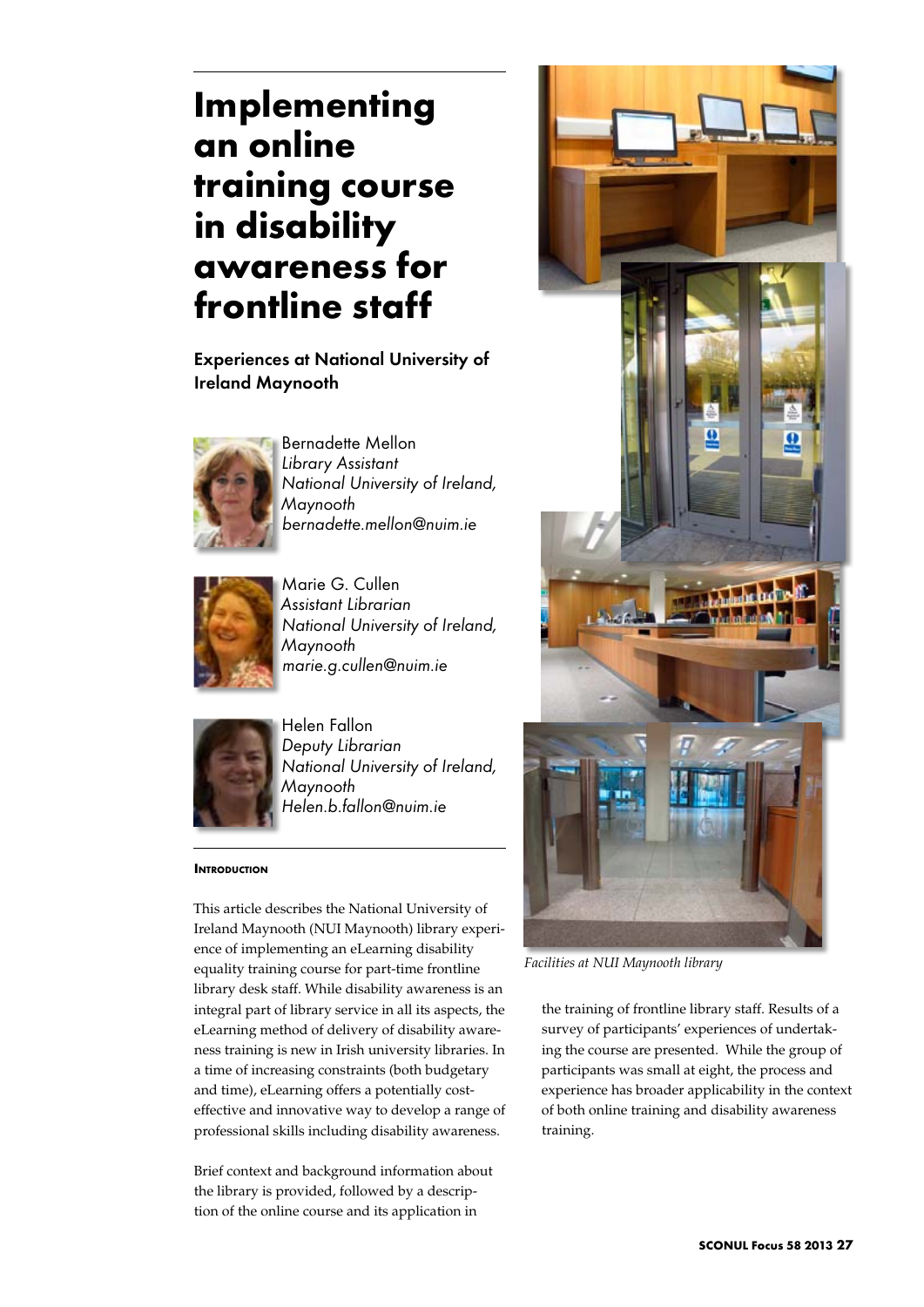# Implementing an online training course in disability awareness for frontline staff

## Experiences at National University of Ireland Maynooth

Bernadette Mellon
*Library Assistant*
*National University of Ireland, Maynooth*
*bernadette.mellon@nuim.ie*

Marie G. Cullen
*Assistant Librarian*
*National University of Ireland, Maynooth*
*marie.g.cullen@nuim.ie*

Helen Fallon
*Deputy Librarian*
*National University of Ireland, Maynooth*
*Helen.b.fallon@nuim.ie*

### Introduction

This article describes the National University of Ireland Maynooth (NUI Maynooth) library experience of implementing an eLearning disability equality training course for part-time frontline library desk staff. While disability awareness is an integral part of library service in all its aspects, the eLearning method of delivery of disability awareness training is new in Irish university libraries. In a time of increasing constraints (both budgetary and time), eLearning offers a potentially cost-effective and innovative way to develop a range of professional skills including disability awareness.

Brief context and background information about the library is provided, followed by a description of the online course and its application in the training of frontline library staff. Results of a survey of participants' experiences of undertaking the course are presented. While the group of participants was small at eight, the process and experience has broader applicability in the context of both online training and disability awareness training.

*Facilities at NUI Maynooth library*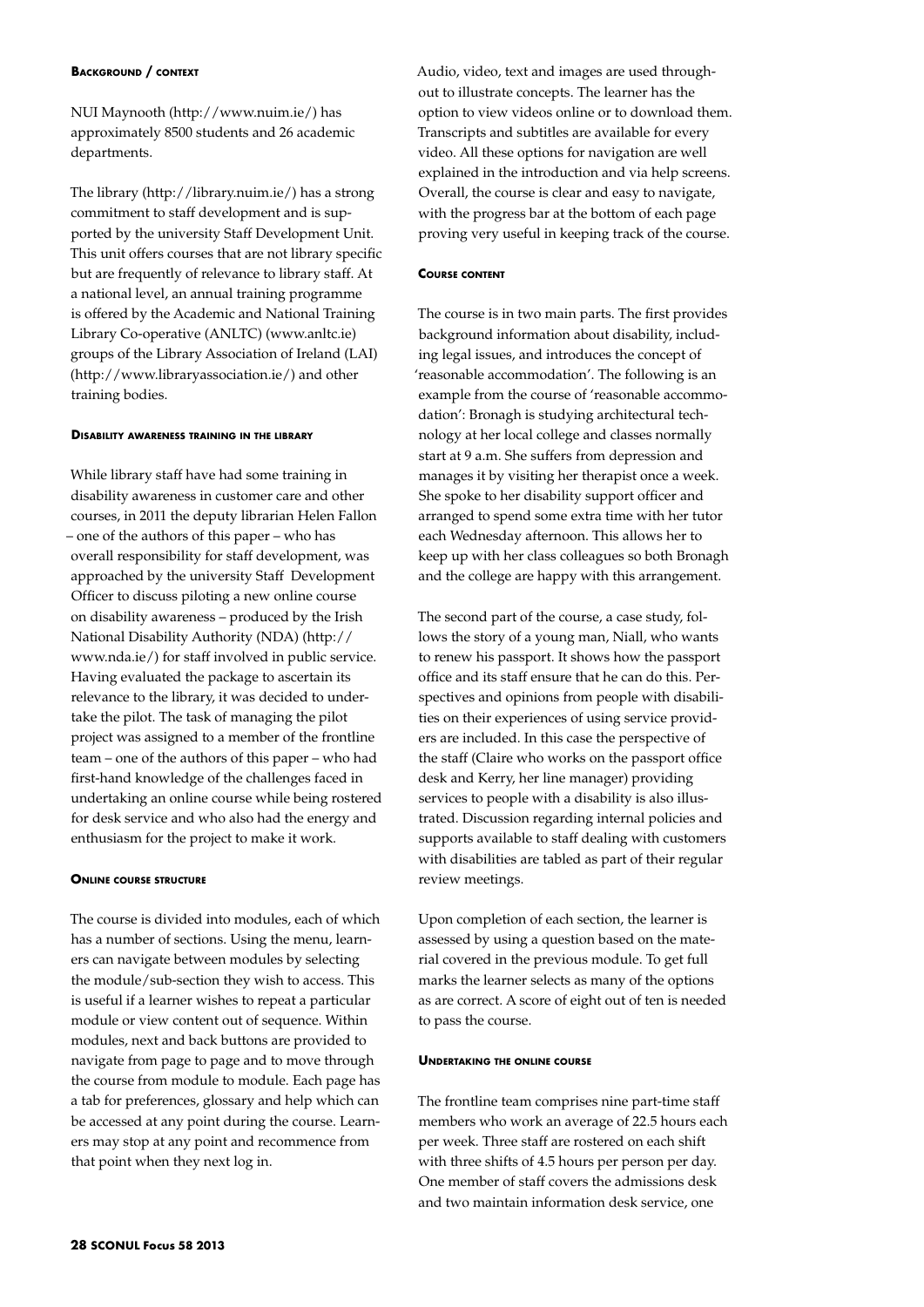### Background / context

NUI Maynooth (http://www.nuim.ie/) has approximately 8500 students and 26 academic departments.

The library (http://library.nuim.ie/) has a strong commitment to staff development and is supported by the university Staff Development Unit. This unit offers courses that are not library specific but are frequently of relevance to library staff. At a national level, an annual training programme is offered by the Academic and National Training Library Co-operative (ANLTC) (www.anltc.ie) groups of the Library Association of Ireland (LAI) (http://www.libraryassociation.ie/) and other training bodies.

### Disability awareness training in the library

While library staff have had some training in disability awareness in customer care and other courses, in 2011 the deputy librarian Helen Fallon – one of the authors of this paper – who has overall responsibility for staff development, was approached by the university Staff Development Officer to discuss piloting a new online course on disability awareness – produced by the Irish National Disability Authority (NDA) (http://www.nda.ie/) for staff involved in public service. Having evaluated the package to ascertain its relevance to the library, it was decided to undertake the pilot. The task of managing the pilot project was assigned to a member of the frontline team – one of the authors of this paper – who had first-hand knowledge of the challenges faced in undertaking an online course while being rostered for desk service and who also had the energy and enthusiasm for the project to make it work.

### Online course structure

The course is divided into modules, each of which has a number of sections. Using the menu, learners can navigate between modules by selecting the module/sub-section they wish to access. This is useful if a learner wishes to repeat a particular module or view content out of sequence. Within modules, next and back buttons are provided to navigate from page to page and to move through the course from module to module. Each page has a tab for preferences, glossary and help which can be accessed at any point during the course. Learners may stop at any point and recommence from that point when they next log in.

Audio, video, text and images are used throughout to illustrate concepts. The learner has the option to view videos online or to download them. Transcripts and subtitles are available for every video. All these options for navigation are well explained in the introduction and via help screens. Overall, the course is clear and easy to navigate, with the progress bar at the bottom of each page proving very useful in keeping track of the course.

### Course content

The course is in two main parts. The first provides background information about disability, including legal issues, and introduces the concept of 'reasonable accommodation'. The following is an example from the course of 'reasonable accommodation': Bronagh is studying architectural technology at her local college and classes normally start at 9 a.m. She suffers from depression and manages it by visiting her therapist once a week. She spoke to her disability support officer and arranged to spend some extra time with her tutor each Wednesday afternoon. This allows her to keep up with her class colleagues so both Bronagh and the college are happy with this arrangement.

The second part of the course, a case study, follows the story of a young man, Niall, who wants to renew his passport. It shows how the passport office and its staff ensure that he can do this. Perspectives and opinions from people with disabilities on their experiences of using service providers are included. In this case the perspective of the staff (Claire who works on the passport office desk and Kerry, her line manager) providing services to people with a disability is also illustrated. Discussion regarding internal policies and supports available to staff dealing with customers with disabilities are tabled as part of their regular review meetings.

Upon completion of each section, the learner is assessed by using a question based on the material covered in the previous module. To get full marks the learner selects as many of the options as are correct. A score of eight out of ten is needed to pass the course.

### Undertaking the online course

The frontline team comprises nine part-time staff members who work an average of 22.5 hours each per week. Three staff are rostered on each shift with three shifts of 4.5 hours per person per day. One member of staff covers the admissions desk and two maintain information desk service, one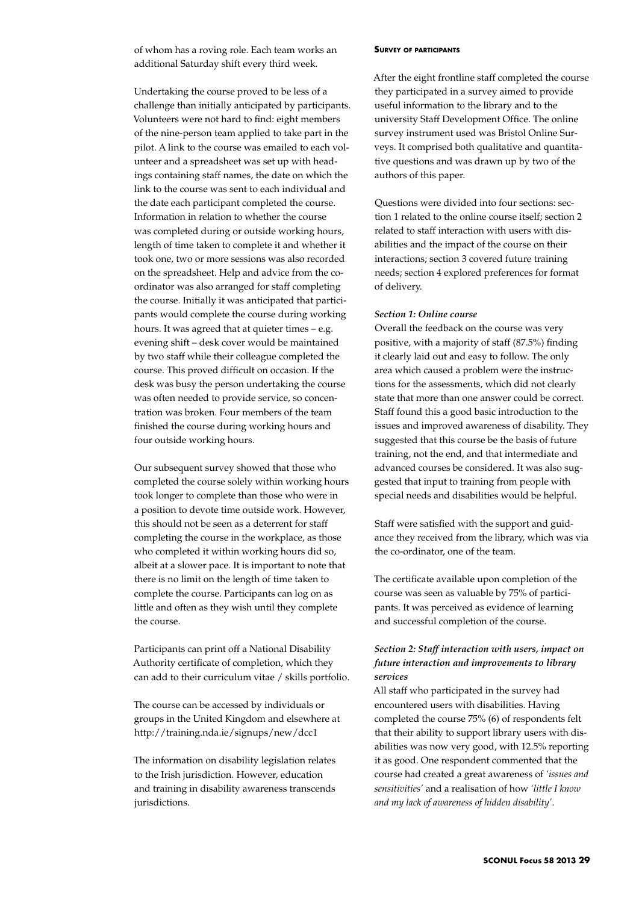of whom has a roving role. Each team works an additional Saturday shift every third week.

Undertaking the course proved to be less of a challenge than initially anticipated by participants. Volunteers were not hard to find: eight members of the nine-person team applied to take part in the pilot. A link to the course was emailed to each volunteer and a spreadsheet was set up with headings containing staff names, the date on which the link to the course was sent to each individual and the date each participant completed the course. Information in relation to whether the course was completed during or outside working hours, length of time taken to complete it and whether it took one, two or more sessions was also recorded on the spreadsheet. Help and advice from the co-ordinator was also arranged for staff completing the course. Initially it was anticipated that participants would complete the course during working hours. It was agreed that at quieter times – e.g. evening shift – desk cover would be maintained by two staff while their colleague completed the course. This proved difficult on occasion. If the desk was busy the person undertaking the course was often needed to provide service, so concentration was broken. Four members of the team finished the course during working hours and four outside working hours.

Our subsequent survey showed that those who completed the course solely within working hours took longer to complete than those who were in a position to devote time outside work. However, this should not be seen as a deterrent for staff completing the course in the workplace, as those who completed it within working hours did so, albeit at a slower pace. It is important to note that there is no limit on the length of time taken to complete the course. Participants can log on as little and often as they wish until they complete the course.

Participants can print off a National Disability Authority certificate of completion, which they can add to their curriculum vitae / skills portfolio.

The course can be accessed by individuals or groups in the United Kingdom and elsewhere at http://training.nda.ie/signups/new/dcc1

The information on disability legislation relates to the Irish jurisdiction. However, education and training in disability awareness transcends jurisdictions.

**Survey of participants**

After the eight frontline staff completed the course they participated in a survey aimed to provide useful information to the library and to the university Staff Development Office. The online survey instrument used was Bristol Online Surveys. It comprised both qualitative and quantitative questions and was drawn up by two of the authors of this paper.

Questions were divided into four sections: section 1 related to the online course itself; section 2 related to staff interaction with users with disabilities and the impact of the course on their interactions; section 3 covered future training needs; section 4 explored preferences for format of delivery.

***Section 1: Online course***

Overall the feedback on the course was very positive, with a majority of staff (87.5%) finding it clearly laid out and easy to follow. The only area which caused a problem were the instructions for the assessments, which did not clearly state that more than one answer could be correct. Staff found this a good basic introduction to the issues and improved awareness of disability. They suggested that this course be the basis of future training, not the end, and that intermediate and advanced courses be considered. It was also suggested that input to training from people with special needs and disabilities would be helpful.

Staff were satisfied with the support and guidance they received from the library, which was via the co-ordinator, one of the team.

The certificate available upon completion of the course was seen as valuable by 75% of participants. It was perceived as evidence of learning and successful completion of the course.

***Section 2: Staff interaction with users, impact on future interaction and improvements to library services***

All staff who participated in the survey had encountered users with disabilities. Having completed the course 75% (6) of respondents felt that their ability to support library users with disabilities was now very good, with 12.5% reporting it as good. One respondent commented that the course had created a great awareness of *'issues and sensitivities'* and a realisation of how *'little I know and my lack of awareness of hidden disability'*.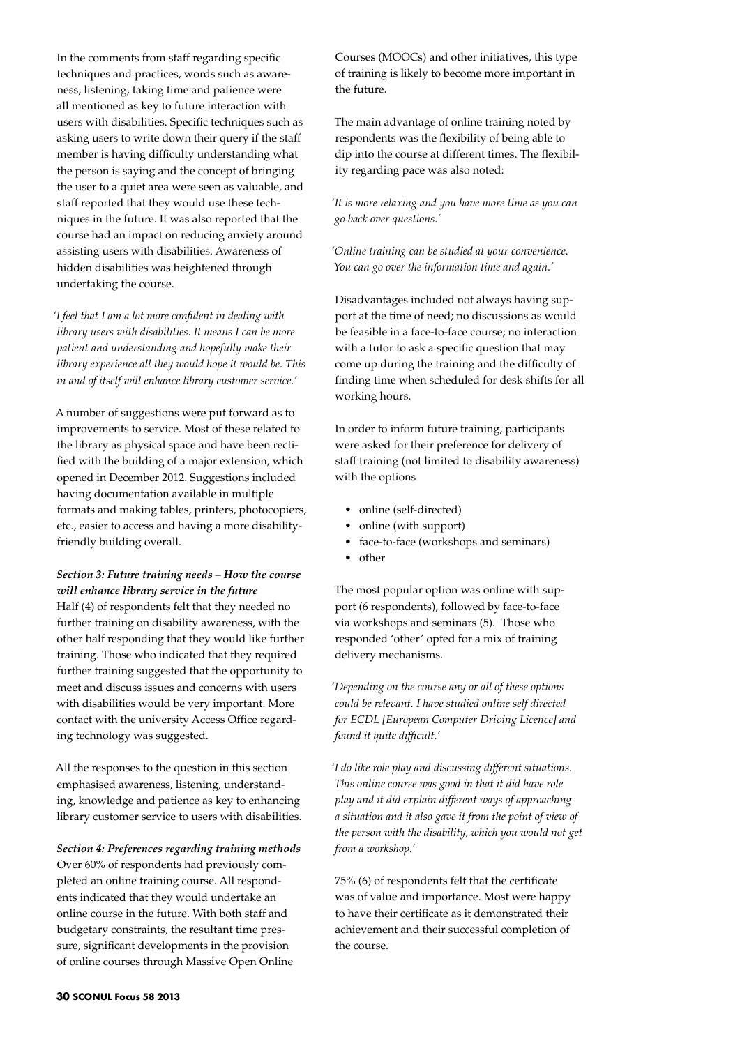In the comments from staff regarding specific techniques and practices, words such as awareness, listening, taking time and patience were all mentioned as key to future interaction with users with disabilities. Specific techniques such as asking users to write down their query if the staff member is having difficulty understanding what the person is saying and the concept of bringing the user to a quiet area were seen as valuable, and staff reported that they would use these techniques in the future. It was also reported that the course had an impact on reducing anxiety around assisting users with disabilities. Awareness of hidden disabilities was heightened through undertaking the course.

*'I feel that I am a lot more confident in dealing with library users with disabilities. It means I can be more patient and understanding and hopefully make their library experience all they would hope it would be. This in and of itself will enhance library customer service.'*

A number of suggestions were put forward as to improvements to service. Most of these related to the library as physical space and have been rectified with the building of a major extension, which opened in December 2012. Suggestions included having documentation available in multiple formats and making tables, printers, photocopiers, etc., easier to access and having a more disability-friendly building overall.

***Section 3: Future training needs – How the course will enhance library service in the future***

Half (4) of respondents felt that they needed no further training on disability awareness, with the other half responding that they would like further training. Those who indicated that they required further training suggested that the opportunity to meet and discuss issues and concerns with users with disabilities would be very important. More contact with the university Access Office regarding technology was suggested.

All the responses to the question in this section emphasised awareness, listening, understanding, knowledge and patience as key to enhancing library customer service to users with disabilities.

***Section 4: Preferences regarding training methods***

Over 60% of respondents had previously completed an online training course. All respondents indicated that they would undertake an online course in the future. With both staff and budgetary constraints, the resultant time pressure, significant developments in the provision of online courses through Massive Open Online Courses (MOOCs) and other initiatives, this type of training is likely to become more important in the future.

The main advantage of online training noted by respondents was the flexibility of being able to dip into the course at different times. The flexibility regarding pace was also noted:

*'It is more relaxing and you have more time as you can go back over questions.'*

*'Online training can be studied at your convenience. You can go over the information time and again.'*

Disadvantages included not always having support at the time of need; no discussions as would be feasible in a face-to-face course; no interaction with a tutor to ask a specific question that may come up during the training and the difficulty of finding time when scheduled for desk shifts for all working hours.

In order to inform future training, participants were asked for their preference for delivery of staff training (not limited to disability awareness) with the options

- online (self-directed)
- online (with support)
- face-to-face (workshops and seminars)
- other

The most popular option was online with support (6 respondents), followed by face-to-face via workshops and seminars (5). Those who responded 'other' opted for a mix of training delivery mechanisms.

*'Depending on the course any or all of these options could be relevant. I have studied online self directed for ECDL [European Computer Driving Licence] and found it quite difficult.'*

*'I do like role play and discussing different situations. This online course was good in that it did have role play and it did explain different ways of approaching a situation and it also gave it from the point of view of the person with the disability, which you would not get from a workshop.'*

75% (6) of respondents felt that the certificate was of value and importance. Most were happy to have their certificate as it demonstrated their achievement and their successful completion of the course.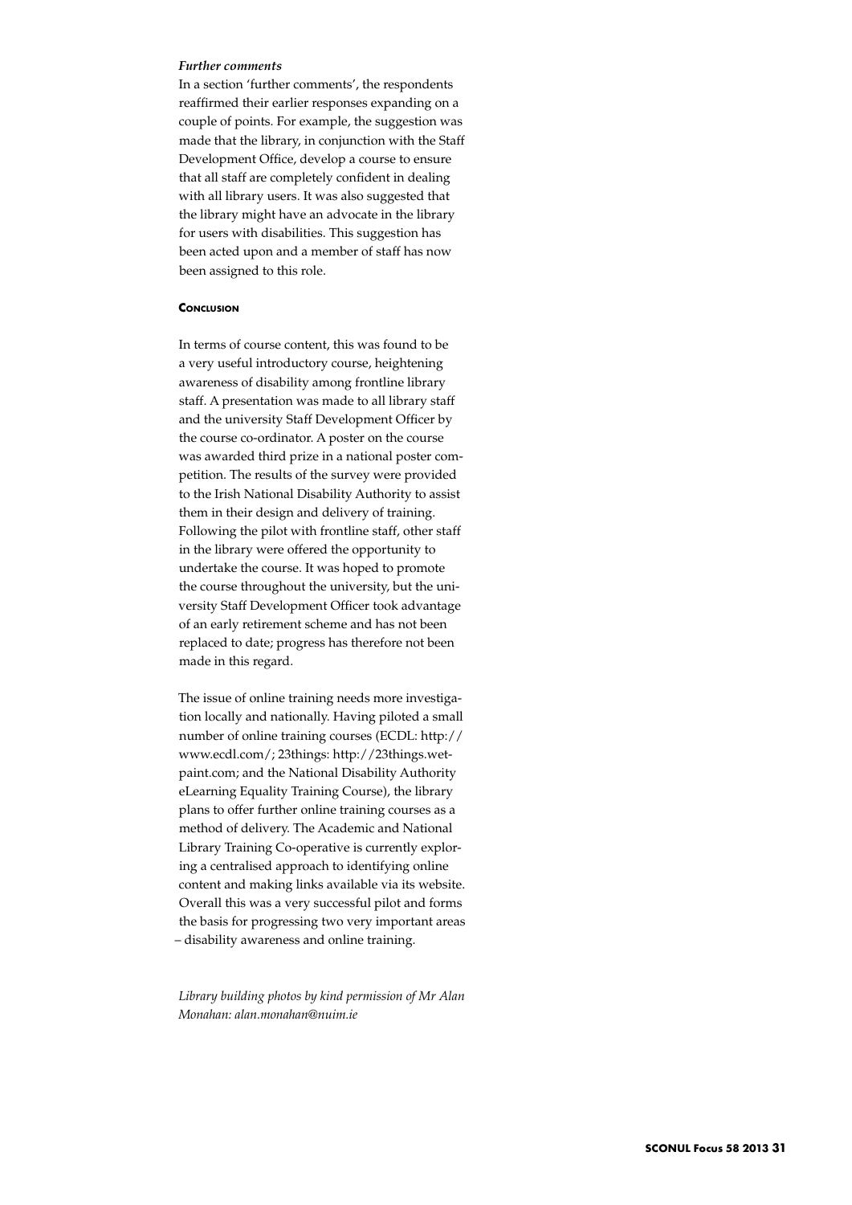*Further comments*

In a section 'further comments', the respondents reaffirmed their earlier responses expanding on a couple of points. For example, the suggestion was made that the library, in conjunction with the Staff Development Office, develop a course to ensure that all staff are completely confident in dealing with all library users. It was also suggested that the library might have an advocate in the library for users with disabilities. This suggestion has been acted upon and a member of staff has now been assigned to this role.

## Conclusion

In terms of course content, this was found to be a very useful introductory course, heightening awareness of disability among frontline library staff. A presentation was made to all library staff and the university Staff Development Officer by the course co-ordinator. A poster on the course was awarded third prize in a national poster competition. The results of the survey were provided to the Irish National Disability Authority to assist them in their design and delivery of training. Following the pilot with frontline staff, other staff in the library were offered the opportunity to undertake the course. It was hoped to promote the course throughout the university, but the university Staff Development Officer took advantage of an early retirement scheme and has not been replaced to date; progress has therefore not been made in this regard.

The issue of online training needs more investigation locally and nationally. Having piloted a small number of online training courses (ECDL: http://www.ecdl.com/; 23things: http://23things.wetpaint.com; and the National Disability Authority eLearning Equality Training Course), the library plans to offer further online training courses as a method of delivery. The Academic and National Library Training Co-operative is currently exploring a centralised approach to identifying online content and making links available via its website. Overall this was a very successful pilot and forms the basis for progressing two very important areas – disability awareness and online training.

*Library building photos by kind permission of Mr Alan Monahan: alan.monahan@nuim.ie*